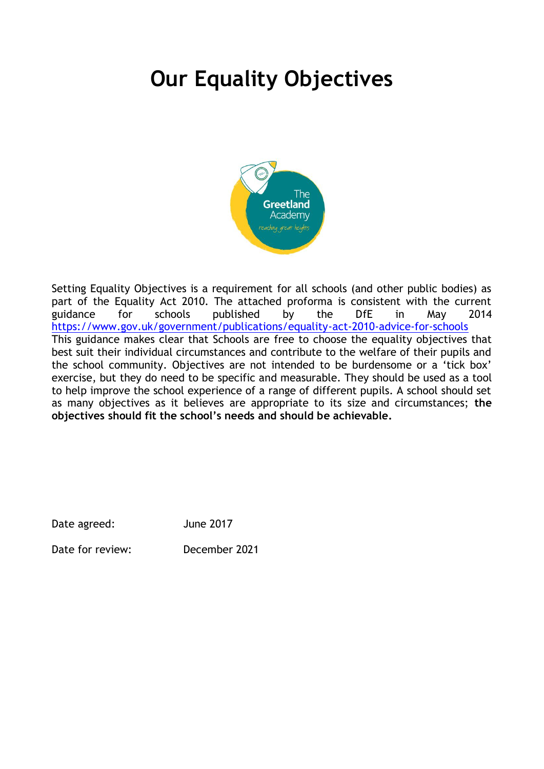# Our Equality Objectives

Setting Equality Objectives is a requirement for all schools (and other public bodies) as part of the Equality Act 2010. The attached proforma is consistent with the current guidance for schools published by the DfE in May 2014 https://www.gov.uk/government/publications/equality-act-2010-advice-for-schools
This guidance makes clear that Schools are free to choose the equality objectives that best suit their individual circumstances and contribute to the welfare of their pupils and the school community. Objectives are not intended to be burdensome or a 'tick box' exercise, but they do need to be specific and measurable. They should be used as a tool to help improve the school experience of a range of different pupils. A school should set as many objectives as it believes are appropriate to its size and circumstances; **the objectives should fit the school's needs and should be achievable.**

Date agreed: June 2017

Date for review: December 2021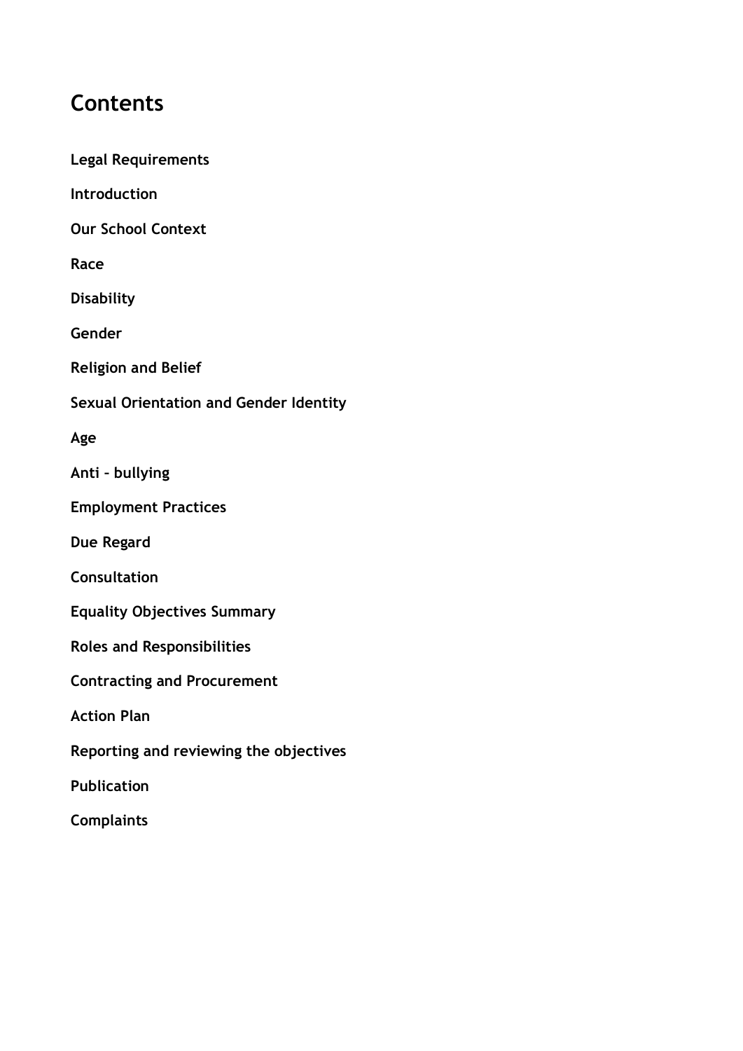## Contents

**Legal Requirements**

**Introduction**

**Our School Context**

**Race**

**Disability**

**Gender**

**Religion and Belief**

**Sexual Orientation and Gender Identity**

**Age**

**Anti – bullying**

**Employment Practices**

**Due Regard**

**Consultation**

**Equality Objectives Summary**

**Roles and Responsibilities**

**Contracting and Procurement**

**Action Plan**

**Reporting and reviewing the objectives**

**Publication**

**Complaints**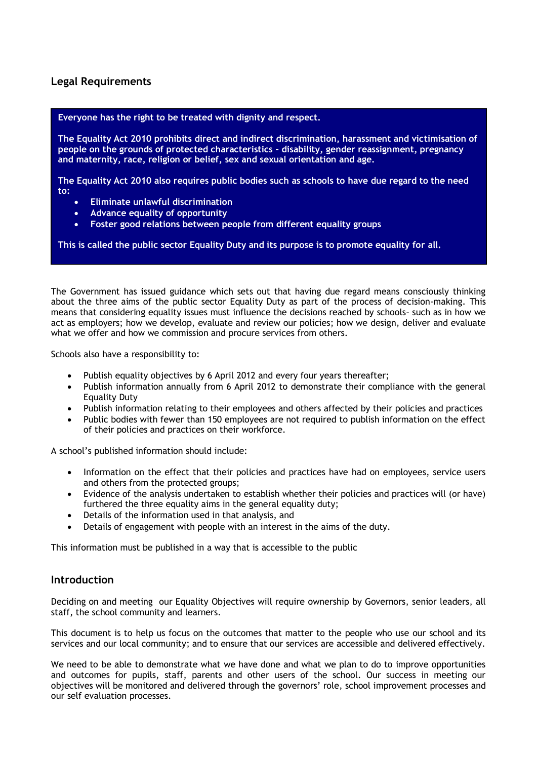## Legal Requirements

**Everyone has the right to be treated with dignity and respect.**

**The Equality Act 2010 prohibits direct and indirect discrimination, harassment and victimisation of people on the grounds of protected characteristics – disability, gender reassignment, pregnancy and maternity, race, religion or belief, sex and sexual orientation and age.**

**The Equality Act 2010 also requires public bodies such as schools to have due regard to the need to:**

- **Eliminate unlawful discrimination**
- **Advance equality of opportunity**
- **Foster good relations between people from different equality groups**

**This is called the public sector Equality Duty and its purpose is to promote equality for all.**

The Government has issued guidance which sets out that having due regard means consciously thinking about the three aims of the public sector Equality Duty as part of the process of decision-making. This means that considering equality issues must influence the decisions reached by schools– such as in how we act as employers; how we develop, evaluate and review our policies; how we design, deliver and evaluate what we offer and how we commission and procure services from others.

Schools also have a responsibility to:

- Publish equality objectives by 6 April 2012 and every four years thereafter;
- Publish information annually from 6 April 2012 to demonstrate their compliance with the general Equality Duty
- Publish information relating to their employees and others affected by their policies and practices
- Public bodies with fewer than 150 employees are not required to publish information on the effect of their policies and practices on their workforce.

A school's published information should include:

- Information on the effect that their policies and practices have had on employees, service users and others from the protected groups;
- Evidence of the analysis undertaken to establish whether their policies and practices will (or have) furthered the three equality aims in the general equality duty;
- Details of the information used in that analysis, and
- Details of engagement with people with an interest in the aims of the duty.

This information must be published in a way that is accessible to the public

## Introduction

Deciding on and meeting our Equality Objectives will require ownership by Governors, senior leaders, all staff, the school community and learners.

This document is to help us focus on the outcomes that matter to the people who use our school and its services and our local community; and to ensure that our services are accessible and delivered effectively.

We need to be able to demonstrate what we have done and what we plan to do to improve opportunities and outcomes for pupils, staff, parents and other users of the school. Our success in meeting our objectives will be monitored and delivered through the governors' role, school improvement processes and our self evaluation processes.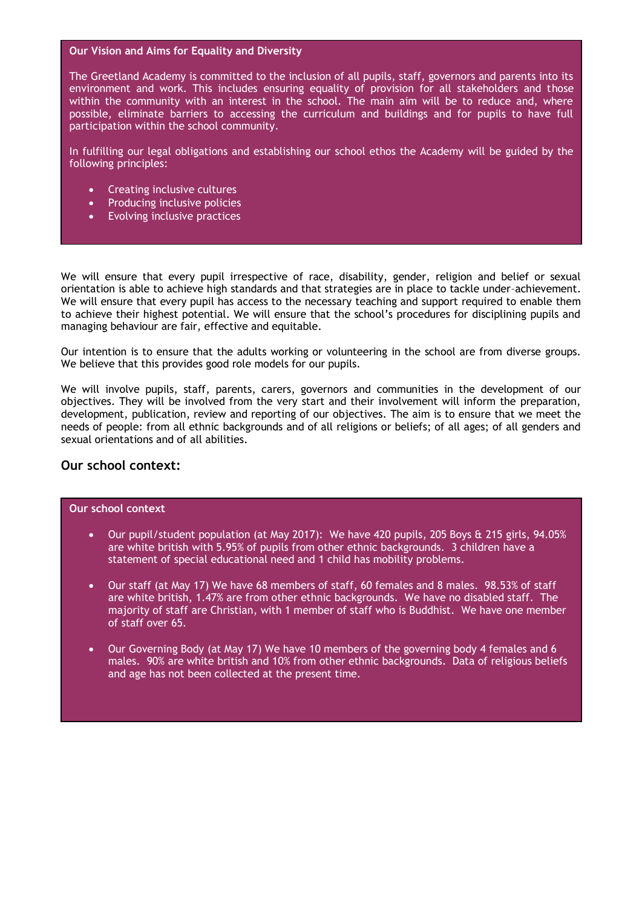**Our Vision and Aims for Equality and Diversity**

The Greetland Academy is committed to the inclusion of all pupils, staff, governors and parents into its environment and work. This includes ensuring equality of provision for all stakeholders and those within the community with an interest in the school. The main aim will be to reduce and, where possible, eliminate barriers to accessing the curriculum and buildings and for pupils to have full participation within the school community.

In fulfilling our legal obligations and establishing our school ethos the Academy will be guided by the following principles:

- Creating inclusive cultures
- Producing inclusive policies
- Evolving inclusive practices

We will ensure that every pupil irrespective of race, disability, gender, religion and belief or sexual orientation is able to achieve high standards and that strategies are in place to tackle under–achievement. We will ensure that every pupil has access to the necessary teaching and support required to enable them to achieve their highest potential. We will ensure that the school's procedures for disciplining pupils and managing behaviour are fair, effective and equitable.

Our intention is to ensure that the adults working or volunteering in the school are from diverse groups. We believe that this provides good role models for our pupils.

We will involve pupils, staff, parents, carers, governors and communities in the development of our objectives. They will be involved from the very start and their involvement will inform the preparation, development, publication, review and reporting of our objectives. The aim is to ensure that we meet the needs of people: from all ethnic backgrounds and of all religions or beliefs; of all ages; of all genders and sexual orientations and of all abilities.

## Our school context:

**Our school context**

- Our pupil/student population (at May 2017): We have 420 pupils, 205 Boys & 215 girls, 94.05% are white british with 5.95% of pupils from other ethnic backgrounds. 3 children have a statement of special educational need and 1 child has mobility problems.

- Our staff (at May 17) We have 68 members of staff, 60 females and 8 males. 98.53% of staff are white british, 1.47% are from other ethnic backgrounds. We have no disabled staff. The majority of staff are Christian, with 1 member of staff who is Buddhist. We have one member of staff over 65.

- Our Governing Body (at May 17) We have 10 members of the governing body 4 females and 6 males. 90% are white british and 10% from other ethnic backgrounds. Data of religious beliefs and age has not been collected at the present time.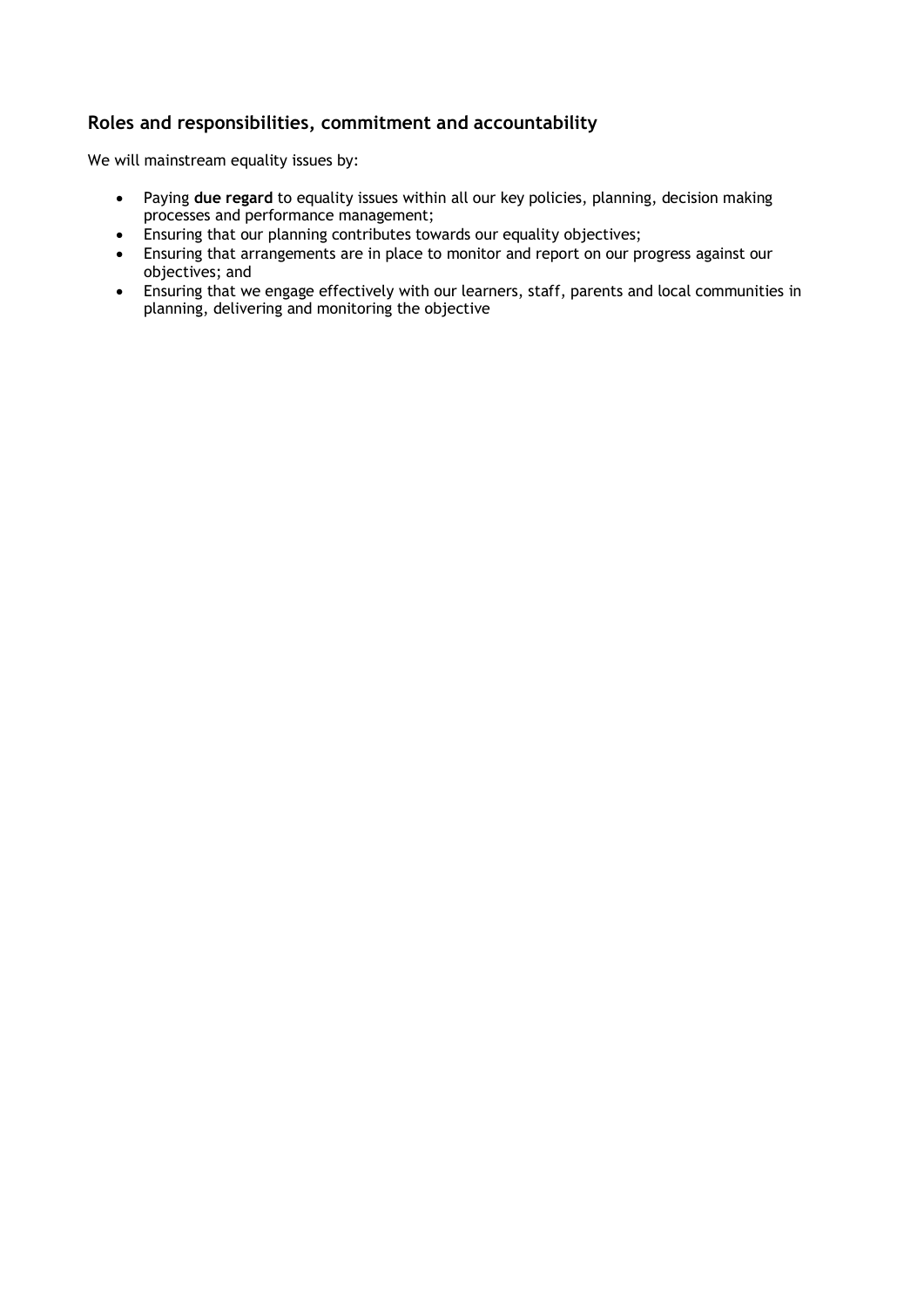## Roles and responsibilities, commitment and accountability

We will mainstream equality issues by:

- Paying **due regard** to equality issues within all our key policies, planning, decision making processes and performance management;
- Ensuring that our planning contributes towards our equality objectives;
- Ensuring that arrangements are in place to monitor and report on our progress against our objectives; and
- Ensuring that we engage effectively with our learners, staff, parents and local communities in planning, delivering and monitoring the objective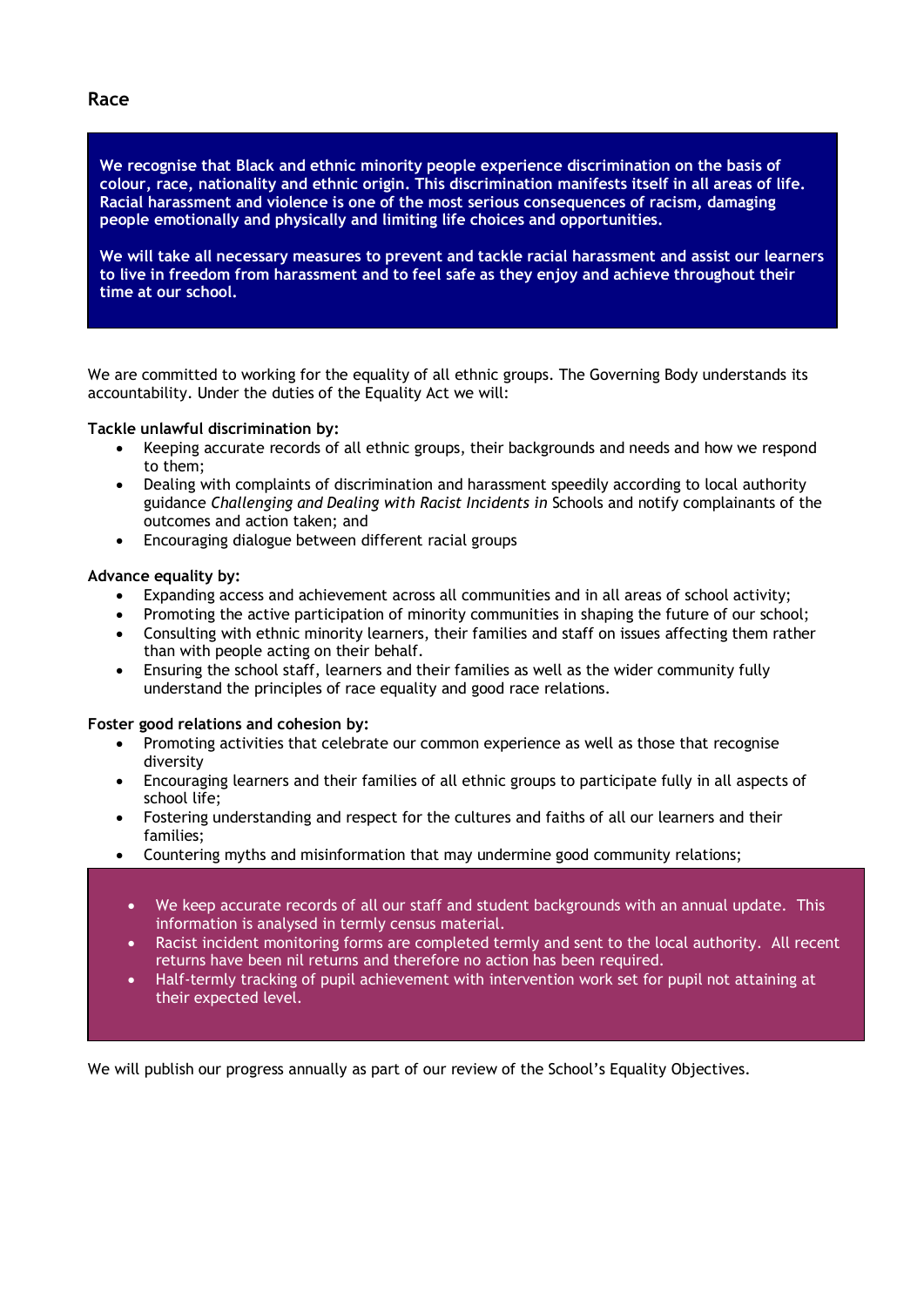## Race

**We recognise that Black and ethnic minority people experience discrimination on the basis of colour, race, nationality and ethnic origin. This discrimination manifests itself in all areas of life. Racial harassment and violence is one of the most serious consequences of racism, damaging people emotionally and physically and limiting life choices and opportunities.**

**We will take all necessary measures to prevent and tackle racial harassment and assist our learners to live in freedom from harassment and to feel safe as they enjoy and achieve throughout their time at our school.**

We are committed to working for the equality of all ethnic groups. The Governing Body understands its accountability. Under the duties of the Equality Act we will:

**Tackle unlawful discrimination by:**

- Keeping accurate records of all ethnic groups, their backgrounds and needs and how we respond to them;
- Dealing with complaints of discrimination and harassment speedily according to local authority guidance *Challenging and Dealing with Racist Incidents in* Schools and notify complainants of the outcomes and action taken; and
- Encouraging dialogue between different racial groups

**Advance equality by:**

- Expanding access and achievement across all communities and in all areas of school activity;
- Promoting the active participation of minority communities in shaping the future of our school;
- Consulting with ethnic minority learners, their families and staff on issues affecting them rather than with people acting on their behalf.
- Ensuring the school staff, learners and their families as well as the wider community fully understand the principles of race equality and good race relations.

**Foster good relations and cohesion by:**

- Promoting activities that celebrate our common experience as well as those that recognise diversity
- Encouraging learners and their families of all ethnic groups to participate fully in all aspects of school life;
- Fostering understanding and respect for the cultures and faiths of all our learners and their families;
- Countering myths and misinformation that may undermine good community relations;

- We keep accurate records of all our staff and student backgrounds with an annual update. This information is analysed in termly census material.
- Racist incident monitoring forms are completed termly and sent to the local authority. All recent returns have been nil returns and therefore no action has been required.
- Half-termly tracking of pupil achievement with intervention work set for pupil not attaining at their expected level.

We will publish our progress annually as part of our review of the School's Equality Objectives.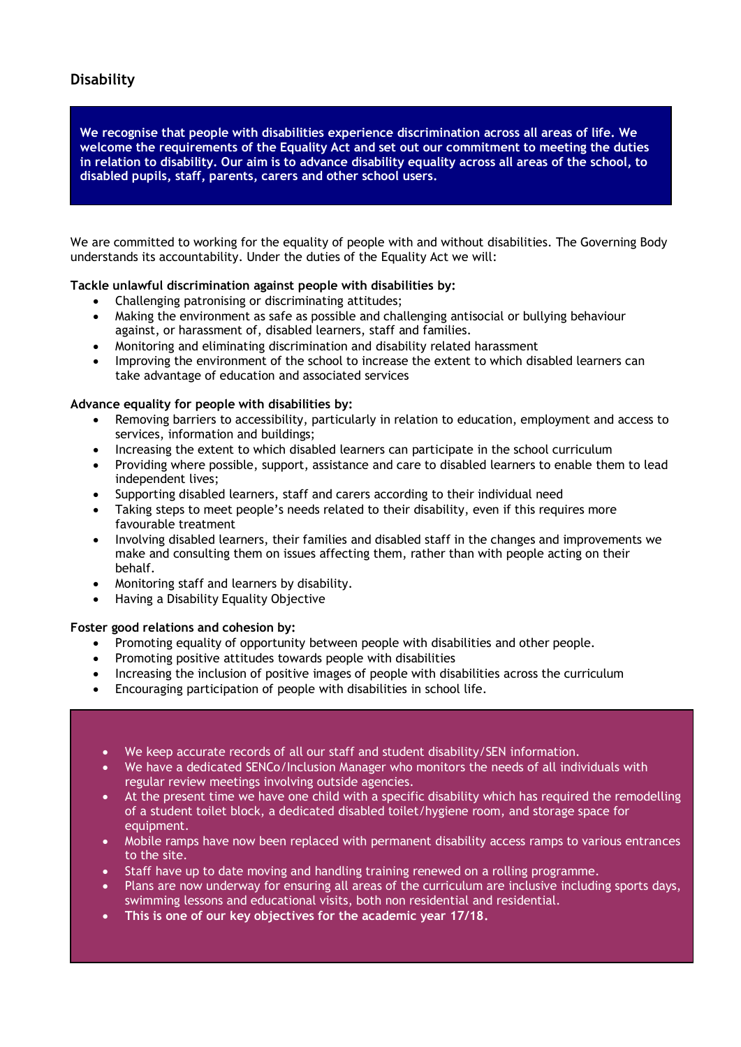## Disability

**We recognise that people with disabilities experience discrimination across all areas of life. We welcome the requirements of the Equality Act and set out our commitment to meeting the duties in relation to disability. Our aim is to advance disability equality across all areas of the school, to disabled pupils, staff, parents, carers and other school users.**

We are committed to working for the equality of people with and without disabilities. The Governing Body understands its accountability. Under the duties of the Equality Act we will:

**Tackle unlawful discrimination against people with disabilities by:**

- Challenging patronising or discriminating attitudes;
- Making the environment as safe as possible and challenging antisocial or bullying behaviour against, or harassment of, disabled learners, staff and families.
- Monitoring and eliminating discrimination and disability related harassment
- Improving the environment of the school to increase the extent to which disabled learners can take advantage of education and associated services

**Advance equality for people with disabilities by:**

- Removing barriers to accessibility, particularly in relation to education, employment and access to services, information and buildings;
- Increasing the extent to which disabled learners can participate in the school curriculum
- Providing where possible, support, assistance and care to disabled learners to enable them to lead independent lives;
- Supporting disabled learners, staff and carers according to their individual need
- Taking steps to meet people's needs related to their disability, even if this requires more favourable treatment
- Involving disabled learners, their families and disabled staff in the changes and improvements we make and consulting them on issues affecting them, rather than with people acting on their behalf.
- Monitoring staff and learners by disability.
- Having a Disability Equality Objective

**Foster good relations and cohesion by:**

- Promoting equality of opportunity between people with disabilities and other people.
- Promoting positive attitudes towards people with disabilities
- Increasing the inclusion of positive images of people with disabilities across the curriculum
- Encouraging participation of people with disabilities in school life.

- We keep accurate records of all our staff and student disability/SEN information.
- We have a dedicated SENCo/Inclusion Manager who monitors the needs of all individuals with regular review meetings involving outside agencies.
- At the present time we have one child with a specific disability which has required the remodelling of a student toilet block, a dedicated disabled toilet/hygiene room, and storage space for equipment.
- Mobile ramps have now been replaced with permanent disability access ramps to various entrances to the site.
- Staff have up to date moving and handling training renewed on a rolling programme.
- Plans are now underway for ensuring all areas of the curriculum are inclusive including sports days, swimming lessons and educational visits, both non residential and residential.
- **This is one of our key objectives for the academic year 17/18.**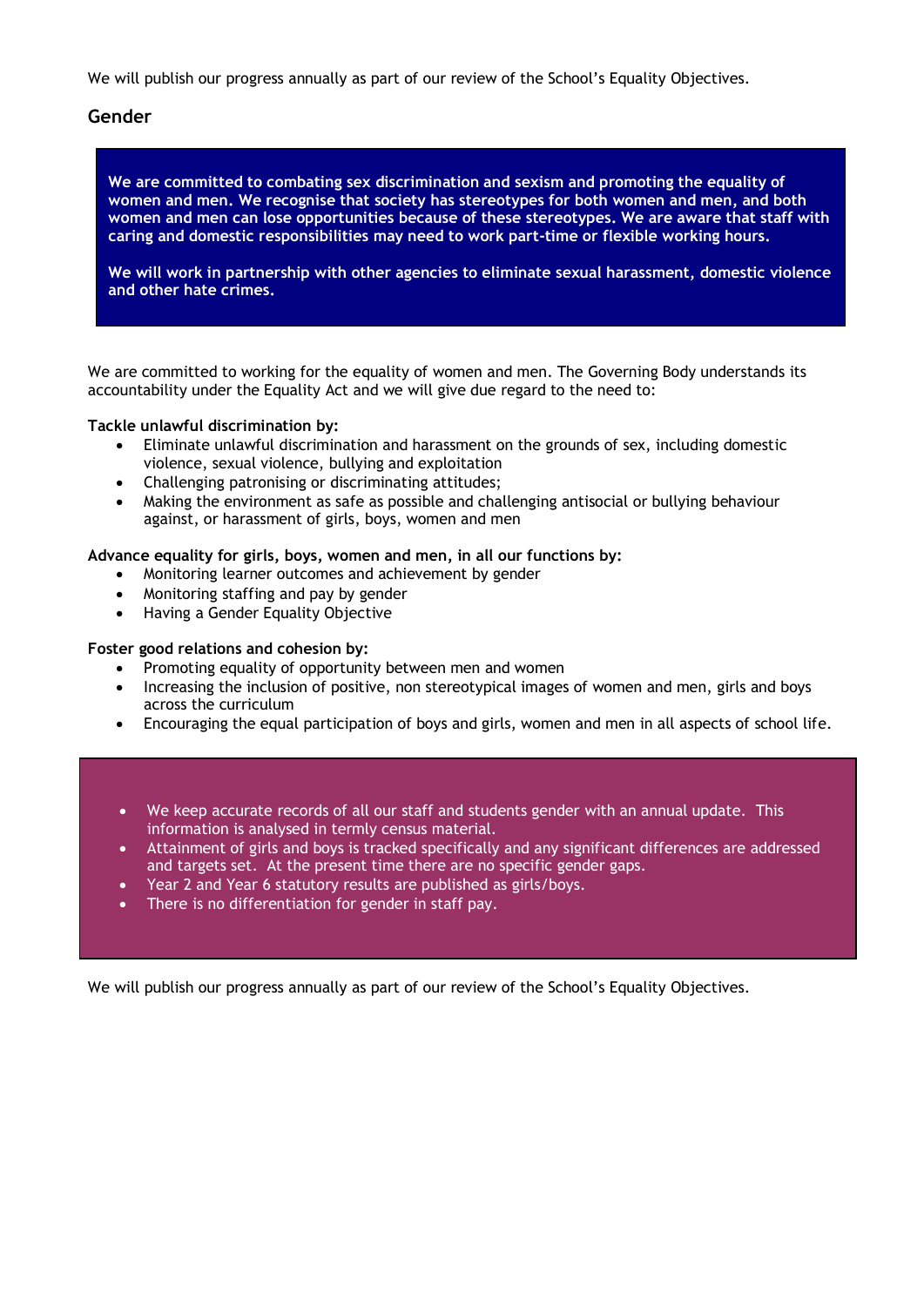We will publish our progress annually as part of our review of the School's Equality Objectives.

## Gender

**We are committed to combating sex discrimination and sexism and promoting the equality of women and men. We recognise that society has stereotypes for both women and men, and both women and men can lose opportunities because of these stereotypes. We are aware that staff with caring and domestic responsibilities may need to work part-time or flexible working hours.**

**We will work in partnership with other agencies to eliminate sexual harassment, domestic violence and other hate crimes.**

We are committed to working for the equality of women and men. The Governing Body understands its accountability under the Equality Act and we will give due regard to the need to:

**Tackle unlawful discrimination by:**

- Eliminate unlawful discrimination and harassment on the grounds of sex, including domestic violence, sexual violence, bullying and exploitation
- Challenging patronising or discriminating attitudes;
- Making the environment as safe as possible and challenging antisocial or bullying behaviour against, or harassment of girls, boys, women and men

**Advance equality for girls, boys, women and men, in all our functions by:**

- Monitoring learner outcomes and achievement by gender
- Monitoring staffing and pay by gender
- Having a Gender Equality Objective

**Foster good relations and cohesion by:**

- Promoting equality of opportunity between men and women
- Increasing the inclusion of positive, non stereotypical images of women and men, girls and boys across the curriculum
- Encouraging the equal participation of boys and girls, women and men in all aspects of school life.

- We keep accurate records of all our staff and students gender with an annual update. This information is analysed in termly census material.
- Attainment of girls and boys is tracked specifically and any significant differences are addressed and targets set. At the present time there are no specific gender gaps.
- Year 2 and Year 6 statutory results are published as girls/boys.
- There is no differentiation for gender in staff pay.

We will publish our progress annually as part of our review of the School's Equality Objectives.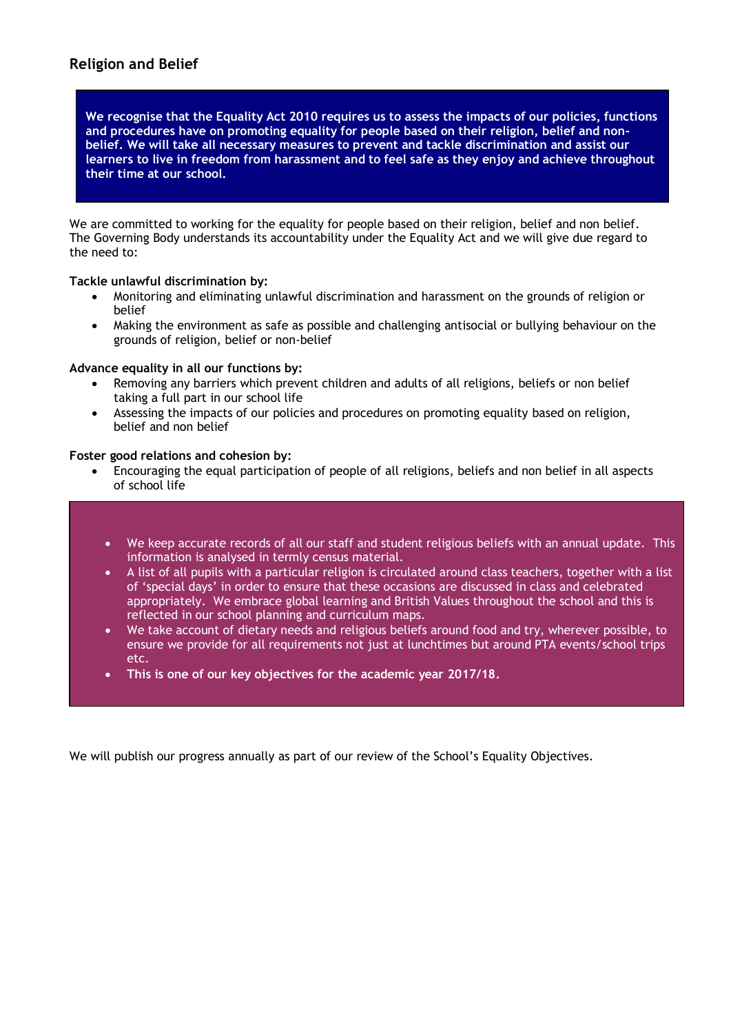## Religion and Belief

**We recognise that the Equality Act 2010 requires us to assess the impacts of our policies, functions and procedures have on promoting equality for people based on their religion, belief and non-belief. We will take all necessary measures to prevent and tackle discrimination and assist our learners to live in freedom from harassment and to feel safe as they enjoy and achieve throughout their time at our school.**

We are committed to working for the equality for people based on their religion, belief and non belief. The Governing Body understands its accountability under the Equality Act and we will give due regard to the need to:

**Tackle unlawful discrimination by:**

- Monitoring and eliminating unlawful discrimination and harassment on the grounds of religion or belief
- Making the environment as safe as possible and challenging antisocial or bullying behaviour on the grounds of religion, belief or non-belief

**Advance equality in all our functions by:**

- Removing any barriers which prevent children and adults of all religions, beliefs or non belief taking a full part in our school life
- Assessing the impacts of our policies and procedures on promoting equality based on religion, belief and non belief

**Foster good relations and cohesion by:**

- Encouraging the equal participation of people of all religions, beliefs and non belief in all aspects of school life

- We keep accurate records of all our staff and student religious beliefs with an annual update. This information is analysed in termly census material.
- A list of all pupils with a particular religion is circulated around class teachers, together with a list of 'special days' in order to ensure that these occasions are discussed in class and celebrated appropriately. We embrace global learning and British Values throughout the school and this is reflected in our school planning and curriculum maps.
- We take account of dietary needs and religious beliefs around food and try, wherever possible, to ensure we provide for all requirements not just at lunchtimes but around PTA events/school trips etc.
- **This is one of our key objectives for the academic year 2017/18.**

We will publish our progress annually as part of our review of the School's Equality Objectives.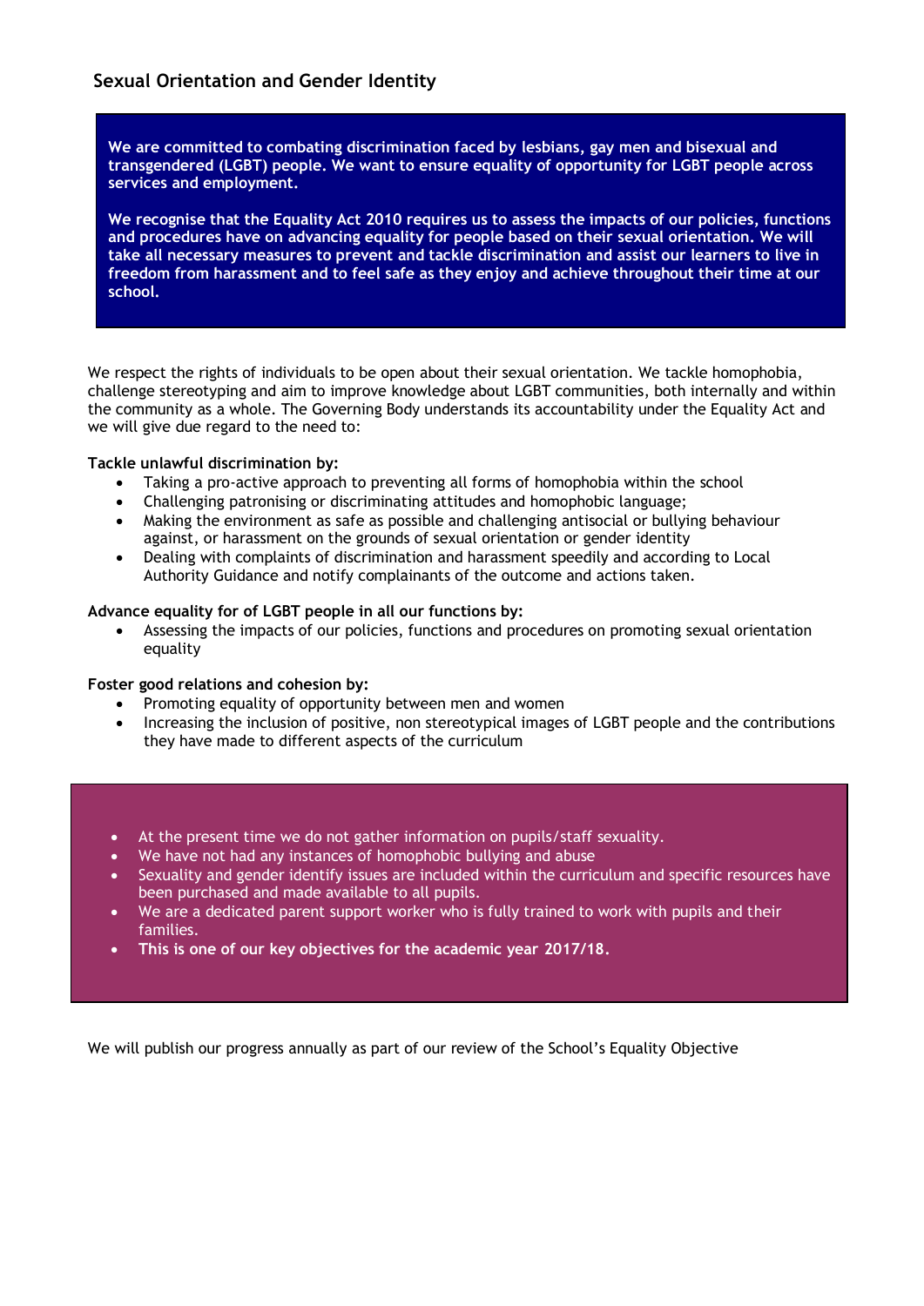## Sexual Orientation and Gender Identity

**We are committed to combating discrimination faced by lesbians, gay men and bisexual and transgendered (LGBT) people. We want to ensure equality of opportunity for LGBT people across services and employment.**

**We recognise that the Equality Act 2010 requires us to assess the impacts of our policies, functions and procedures have on advancing equality for people based on their sexual orientation. We will take all necessary measures to prevent and tackle discrimination and assist our learners to live in freedom from harassment and to feel safe as they enjoy and achieve throughout their time at our school.**

We respect the rights of individuals to be open about their sexual orientation. We tackle homophobia, challenge stereotyping and aim to improve knowledge about LGBT communities, both internally and within the community as a whole. The Governing Body understands its accountability under the Equality Act and we will give due regard to the need to:

**Tackle unlawful discrimination by:**

- Taking a pro-active approach to preventing all forms of homophobia within the school
- Challenging patronising or discriminating attitudes and homophobic language;
- Making the environment as safe as possible and challenging antisocial or bullying behaviour against, or harassment on the grounds of sexual orientation or gender identity
- Dealing with complaints of discrimination and harassment speedily and according to Local Authority Guidance and notify complainants of the outcome and actions taken.

**Advance equality for of LGBT people in all our functions by:**

- Assessing the impacts of our policies, functions and procedures on promoting sexual orientation equality

**Foster good relations and cohesion by:**

- Promoting equality of opportunity between men and women
- Increasing the inclusion of positive, non stereotypical images of LGBT people and the contributions they have made to different aspects of the curriculum

- At the present time we do not gather information on pupils/staff sexuality.
- We have not had any instances of homophobic bullying and abuse
- Sexuality and gender identify issues are included within the curriculum and specific resources have been purchased and made available to all pupils.
- We are a dedicated parent support worker who is fully trained to work with pupils and their families.
- **This is one of our key objectives for the academic year 2017/18.**

We will publish our progress annually as part of our review of the School's Equality Objective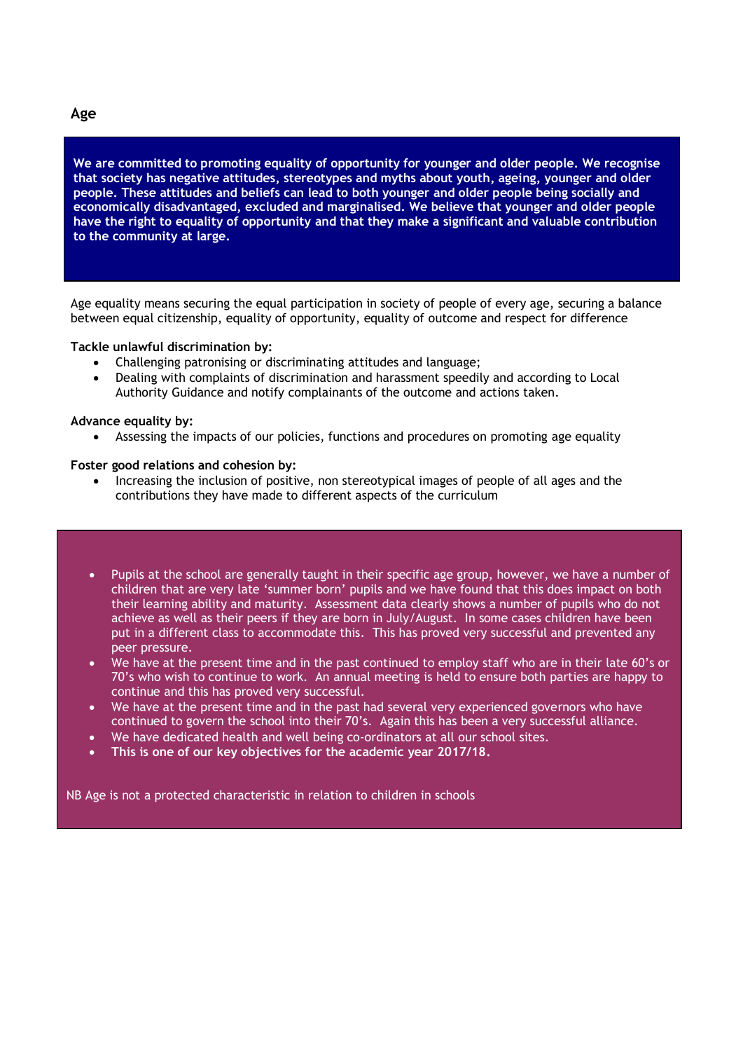## Age

**We are committed to promoting equality of opportunity for younger and older people. We recognise that society has negative attitudes, stereotypes and myths about youth, ageing, younger and older people. These attitudes and beliefs can lead to both younger and older people being socially and economically disadvantaged, excluded and marginalised. We believe that younger and older people have the right to equality of opportunity and that they make a significant and valuable contribution to the community at large.**

Age equality means securing the equal participation in society of people of every age, securing a balance between equal citizenship, equality of opportunity, equality of outcome and respect for difference

**Tackle unlawful discrimination by:**

- Challenging patronising or discriminating attitudes and language;
- Dealing with complaints of discrimination and harassment speedily and according to Local Authority Guidance and notify complainants of the outcome and actions taken.

**Advance equality by:**

- Assessing the impacts of our policies, functions and procedures on promoting age equality

**Foster good relations and cohesion by:**

- Increasing the inclusion of positive, non stereotypical images of people of all ages and the contributions they have made to different aspects of the curriculum

- Pupils at the school are generally taught in their specific age group, however, we have a number of children that are very late 'summer born' pupils and we have found that this does impact on both their learning ability and maturity. Assessment data clearly shows a number of pupils who do not achieve as well as their peers if they are born in July/August. In some cases children have been put in a different class to accommodate this. This has proved very successful and prevented any peer pressure.
- We have at the present time and in the past continued to employ staff who are in their late 60's or 70's who wish to continue to work. An annual meeting is held to ensure both parties are happy to continue and this has proved very successful.
- We have at the present time and in the past had several very experienced governors who have continued to govern the school into their 70's. Again this has been a very successful alliance.
- We have dedicated health and well being co-ordinators at all our school sites.
- **This is one of our key objectives for the academic year 2017/18.**

NB Age is not a protected characteristic in relation to children in schools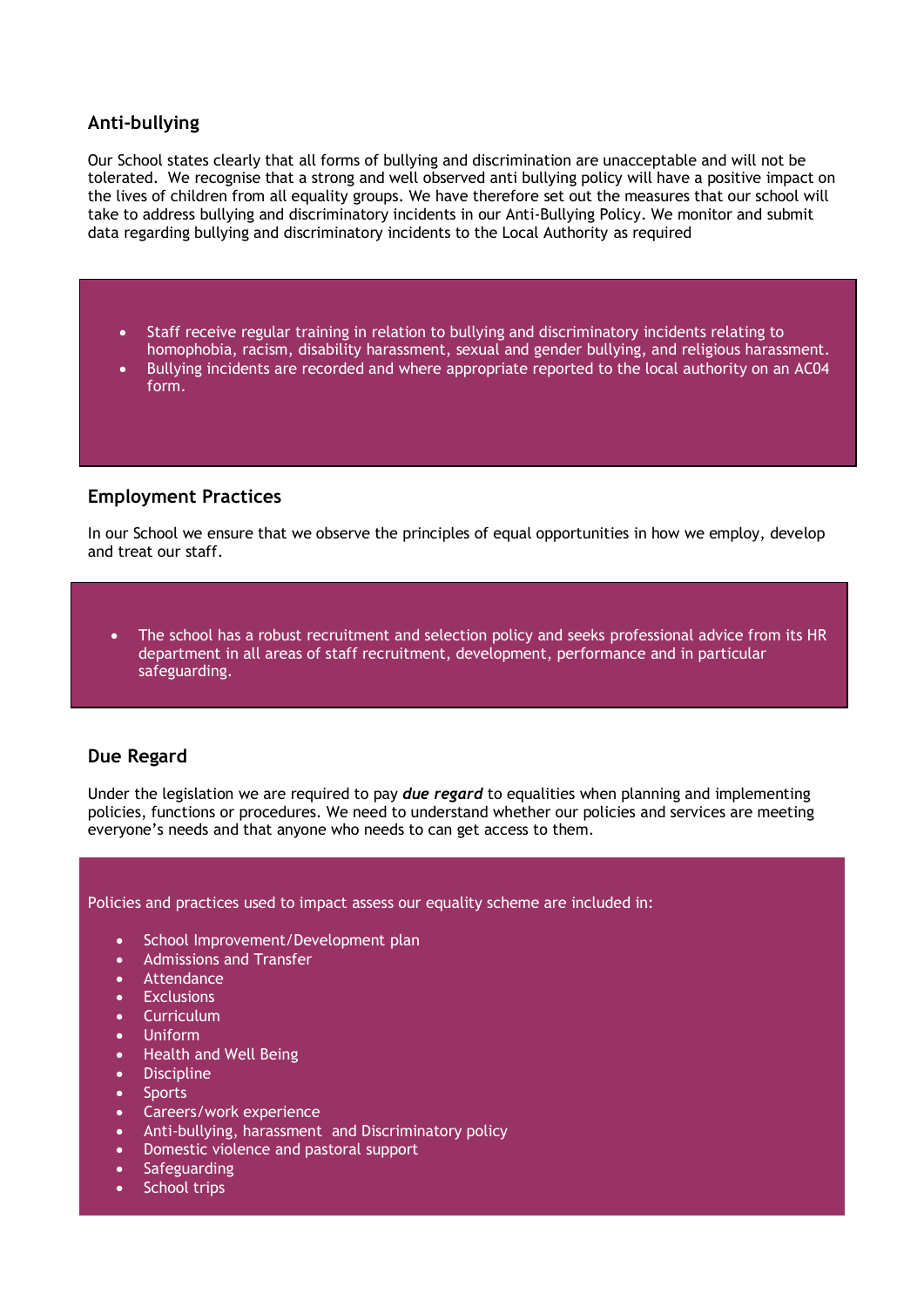## Anti-bullying

Our School states clearly that all forms of bullying and discrimination are unacceptable and will not be tolerated. We recognise that a strong and well observed anti bullying policy will have a positive impact on the lives of children from all equality groups. We have therefore set out the measures that our school will take to address bullying and discriminatory incidents in our Anti-Bullying Policy. We monitor and submit data regarding bullying and discriminatory incidents to the Local Authority as required

- Staff receive regular training in relation to bullying and discriminatory incidents relating to homophobia, racism, disability harassment, sexual and gender bullying, and religious harassment.
- Bullying incidents are recorded and where appropriate reported to the local authority on an AC04 form.

## Employment Practices

In our School we ensure that we observe the principles of equal opportunities in how we employ, develop and treat our staff.

- The school has a robust recruitment and selection policy and seeks professional advice from its HR department in all areas of staff recruitment, development, performance and in particular safeguarding.

## Due Regard

Under the legislation we are required to pay ***due regard*** to equalities when planning and implementing policies, functions or procedures. We need to understand whether our policies and services are meeting everyone's needs and that anyone who needs to can get access to them.

Policies and practices used to impact assess our equality scheme are included in:

- School Improvement/Development plan
- Admissions and Transfer
- Attendance
- Exclusions
- Curriculum
- Uniform
- Health and Well Being
- Discipline
- Sports
- Careers/work experience
- Anti-bullying, harassment and Discriminatory policy
- Domestic violence and pastoral support
- Safeguarding
- School trips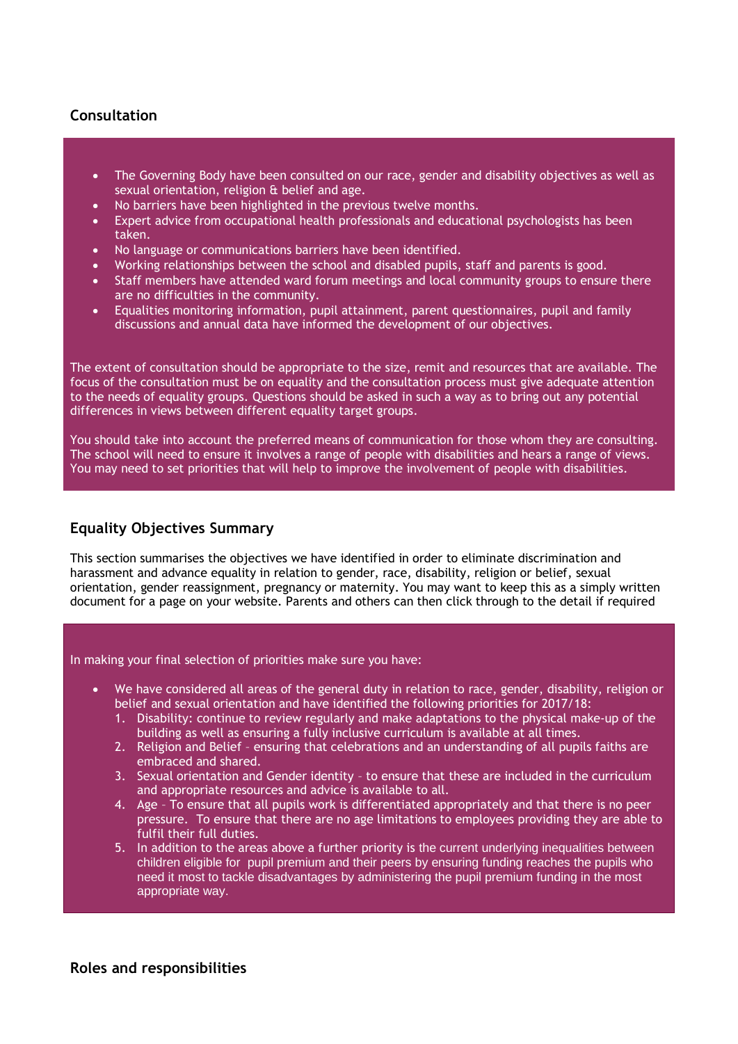## Consultation

- The Governing Body have been consulted on our race, gender and disability objectives as well as sexual orientation, religion & belief and age.
- No barriers have been highlighted in the previous twelve months.
- Expert advice from occupational health professionals and educational psychologists has been taken.
- No language or communications barriers have been identified.
- Working relationships between the school and disabled pupils, staff and parents is good.
- Staff members have attended ward forum meetings and local community groups to ensure there are no difficulties in the community.
- Equalities monitoring information, pupil attainment, parent questionnaires, pupil and family discussions and annual data have informed the development of our objectives.

The extent of consultation should be appropriate to the size, remit and resources that are available. The focus of the consultation must be on equality and the consultation process must give adequate attention to the needs of equality groups. Questions should be asked in such a way as to bring out any potential differences in views between different equality target groups.

You should take into account the preferred means of communication for those whom they are consulting. The school will need to ensure it involves a range of people with disabilities and hears a range of views. You may need to set priorities that will help to improve the involvement of people with disabilities.

## Equality Objectives Summary

This section summarises the objectives we have identified in order to eliminate discrimination and harassment and advance equality in relation to gender, race, disability, religion or belief, sexual orientation, gender reassignment, pregnancy or maternity. You may want to keep this as a simply written document for a page on your website. Parents and others can then click through to the detail if required

In making your final selection of priorities make sure you have:

- We have considered all areas of the general duty in relation to race, gender, disability, religion or belief and sexual orientation and have identified the following priorities for 2017/18:
  1. Disability: continue to review regularly and make adaptations to the physical make-up of the building as well as ensuring a fully inclusive curriculum is available at all times.
  2. Religion and Belief – ensuring that celebrations and an understanding of all pupils faiths are embraced and shared.
  3. Sexual orientation and Gender identity – to ensure that these are included in the curriculum and appropriate resources and advice is available to all.
  4. Age – To ensure that all pupils work is differentiated appropriately and that there is no peer pressure. To ensure that there are no age limitations to employees providing they are able to fulfil their full duties.
  5. In addition to the areas above a further priority is the current underlying inequalities between children eligible for pupil premium and their peers by ensuring funding reaches the pupils who need it most to tackle disadvantages by administering the pupil premium funding in the most appropriate way.

## Roles and responsibilities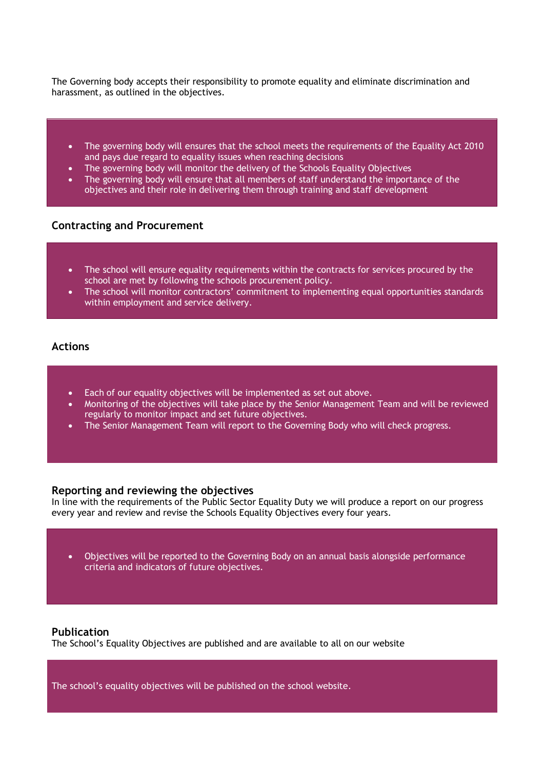The Governing body accepts their responsibility to promote equality and eliminate discrimination and harassment, as outlined in the objectives.

- The governing body will ensures that the school meets the requirements of the Equality Act 2010 and pays due regard to equality issues when reaching decisions
- The governing body will monitor the delivery of the Schools Equality Objectives
- The governing body will ensure that all members of staff understand the importance of the objectives and their role in delivering them through training and staff development

## Contracting and Procurement

- The school will ensure equality requirements within the contracts for services procured by the school are met by following the schools procurement policy.
- The school will monitor contractors' commitment to implementing equal opportunities standards within employment and service delivery.

## Actions

- Each of our equality objectives will be implemented as set out above.
- Monitoring of the objectives will take place by the Senior Management Team and will be reviewed regularly to monitor impact and set future objectives.
- The Senior Management Team will report to the Governing Body who will check progress.

## Reporting and reviewing the objectives

In line with the requirements of the Public Sector Equality Duty we will produce a report on our progress every year and review and revise the Schools Equality Objectives every four years.

- Objectives will be reported to the Governing Body on an annual basis alongside performance criteria and indicators of future objectives.

## Publication

The School's Equality Objectives are published and are available to all on our website

The school's equality objectives will be published on the school website.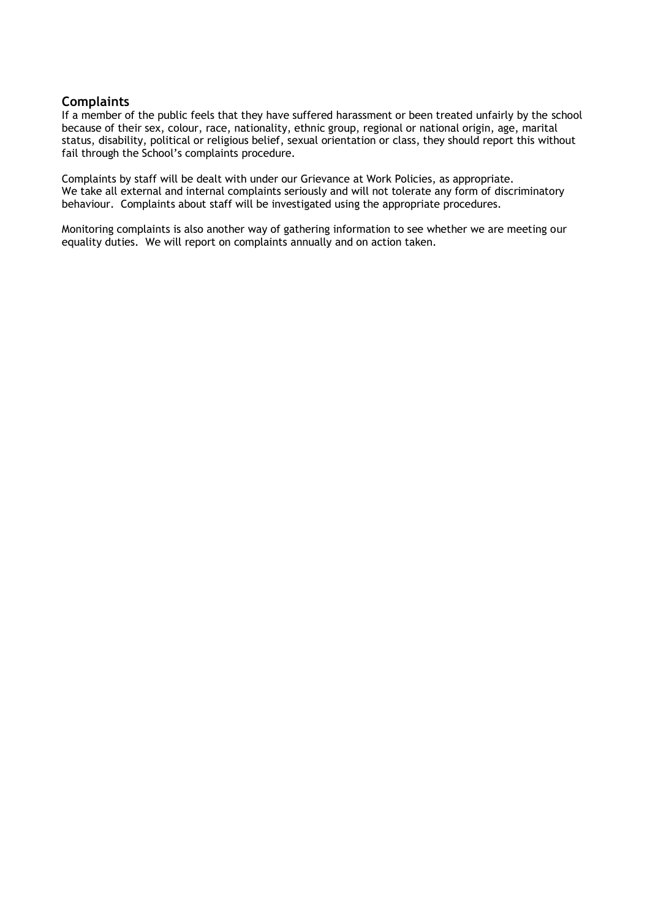## Complaints

If a member of the public feels that they have suffered harassment or been treated unfairly by the school because of their sex, colour, race, nationality, ethnic group, regional or national origin, age, marital status, disability, political or religious belief, sexual orientation or class, they should report this without fail through the School's complaints procedure.

Complaints by staff will be dealt with under our Grievance at Work Policies, as appropriate.
We take all external and internal complaints seriously and will not tolerate any form of discriminatory behaviour. Complaints about staff will be investigated using the appropriate procedures.

Monitoring complaints is also another way of gathering information to see whether we are meeting our equality duties. We will report on complaints annually and on action taken.